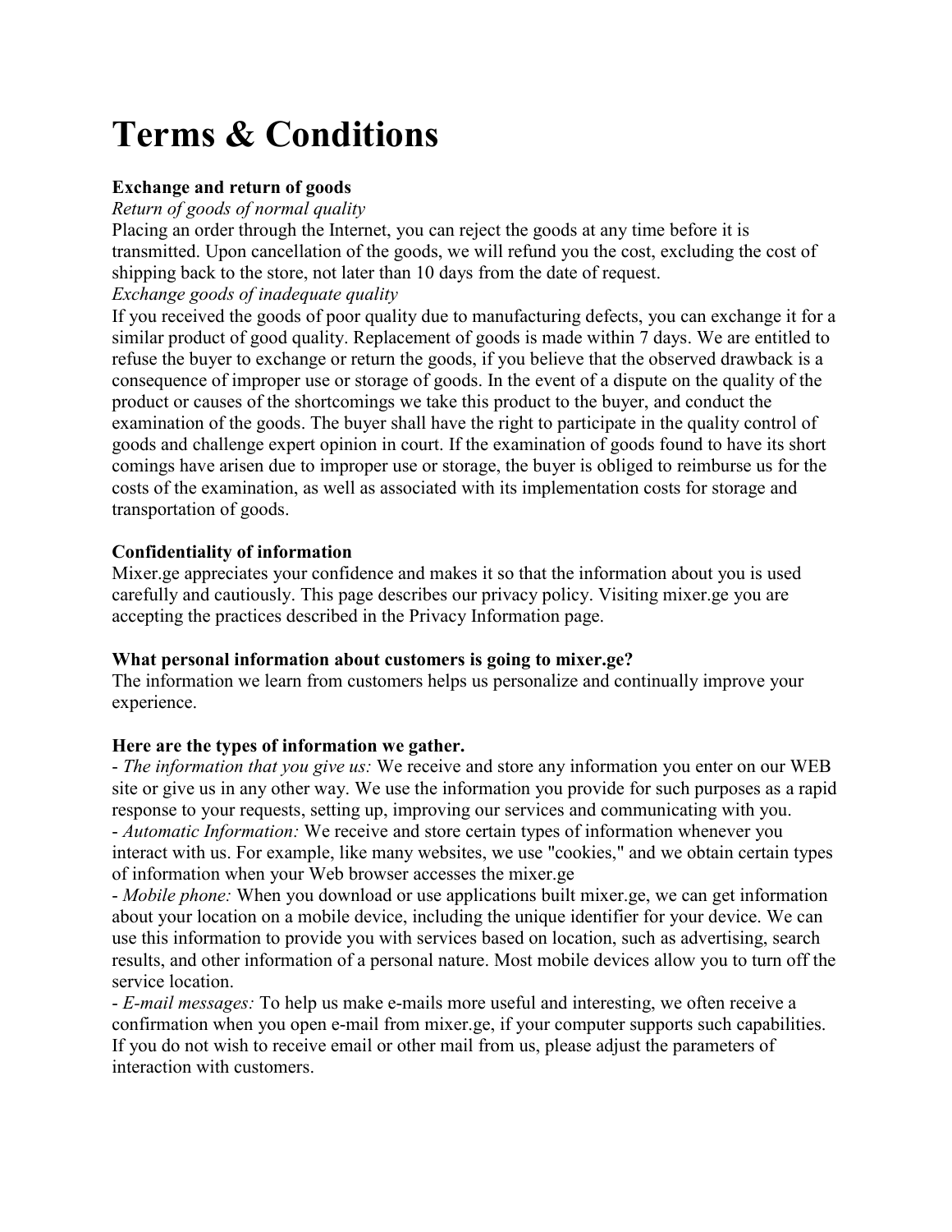# Terms & Conditions

**Exchange and return of goods**

*Return of goods of normal quality*

Placing an order through the Internet, you can reject the goods at any time before it is transmitted. Upon cancellation of the goods, we will refund you the cost, excluding the cost of shipping back to the store, not later than 10 days from the date of request.

*Exchange goods of inadequate quality*

If you received the goods of poor quality due to manufacturing defects, you can exchange it for a similar product of good quality. Replacement of goods is made within 7 days. We are entitled to refuse the buyer to exchange or return the goods, if you believe that the observed drawback is a consequence of improper use or storage of goods. In the event of a dispute on the quality of the product or causes of the shortcomings we take this product to the buyer, and conduct the examination of the goods. The buyer shall have the right to participate in the quality control of goods and challenge expert opinion in court. If the examination of goods found to have its short comings have arisen due to improper use or storage, the buyer is obliged to reimburse us for the costs of the examination, as well as associated with its implementation costs for storage and transportation of goods.

**Confidentiality of information**

Mixer.ge appreciates your confidence and makes it so that the information about you is used carefully and cautiously. This page describes our privacy policy. Visiting mixer.ge you are accepting the practices described in the Privacy Information page.

**What personal information about customers is going to mixer.ge?**

The information we learn from customers helps us personalize and continually improve your experience.

**Here are the types of information we gather.**

- *The information that you give us:* We receive and store any information you enter on our WEB site or give us in any other way. We use the information you provide for such purposes as a rapid response to your requests, setting up, improving our services and communicating with you.
- *Automatic Information:* We receive and store certain types of information whenever you interact with us. For example, like many websites, we use "cookies," and we obtain certain types of information when your Web browser accesses the mixer.ge
- *Mobile phone:* When you download or use applications built mixer.ge, we can get information about your location on a mobile device, including the unique identifier for your device. We can use this information to provide you with services based on location, such as advertising, search results, and other information of a personal nature. Most mobile devices allow you to turn off the service location.
- *E-mail messages:* To help us make e-mails more useful and interesting, we often receive a confirmation when you open e-mail from mixer.ge, if your computer supports such capabilities. If you do not wish to receive email or other mail from us, please adjust the parameters of interaction with customers.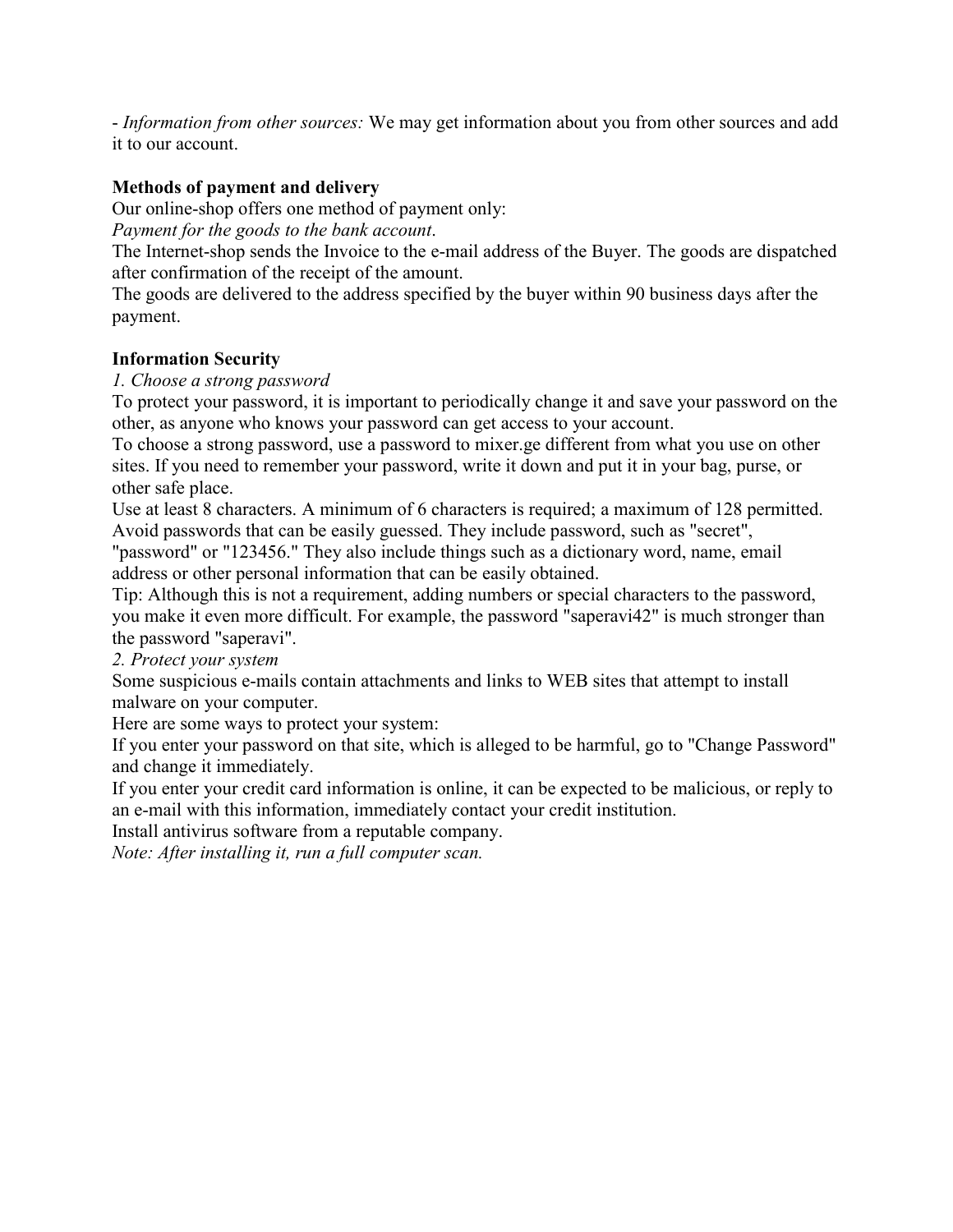- *Information from other sources:* We may get information about you from other sources and add it to our account.

**Methods of payment and delivery**

Our online-shop offers one method of payment only:

*Payment for the goods to the bank account*.

The Internet-shop sends the Invoice to the e-mail address of the Buyer. The goods are dispatched after confirmation of the receipt of the amount.

The goods are delivered to the address specified by the buyer within 90 business days after the payment.

**Information Security**

*1. Choose a strong password*

To protect your password, it is important to periodically change it and save your password on the other, as anyone who knows your password can get access to your account.

To choose a strong password, use a password to mixer.ge different from what you use on other sites. If you need to remember your password, write it down and put it in your bag, purse, or other safe place.

Use at least 8 characters. A minimum of 6 characters is required; a maximum of 128 permitted. Avoid passwords that can be easily guessed. They include password, such as "secret", "password" or "123456." They also include things such as a dictionary word, name, email address or other personal information that can be easily obtained.

Tip: Although this is not a requirement, adding numbers or special characters to the password, you make it even more difficult. For example, the password "saperavi42" is much stronger than the password "saperavi".

*2. Protect your system*

Some suspicious e-mails contain attachments and links to WEB sites that attempt to install malware on your computer.

Here are some ways to protect your system:

If you enter your password on that site, which is alleged to be harmful, go to "Change Password" and change it immediately.

If you enter your credit card information is online, it can be expected to be malicious, or reply to an e-mail with this information, immediately contact your credit institution.

Install antivirus software from a reputable company.

*Note: After installing it, run a full computer scan.*